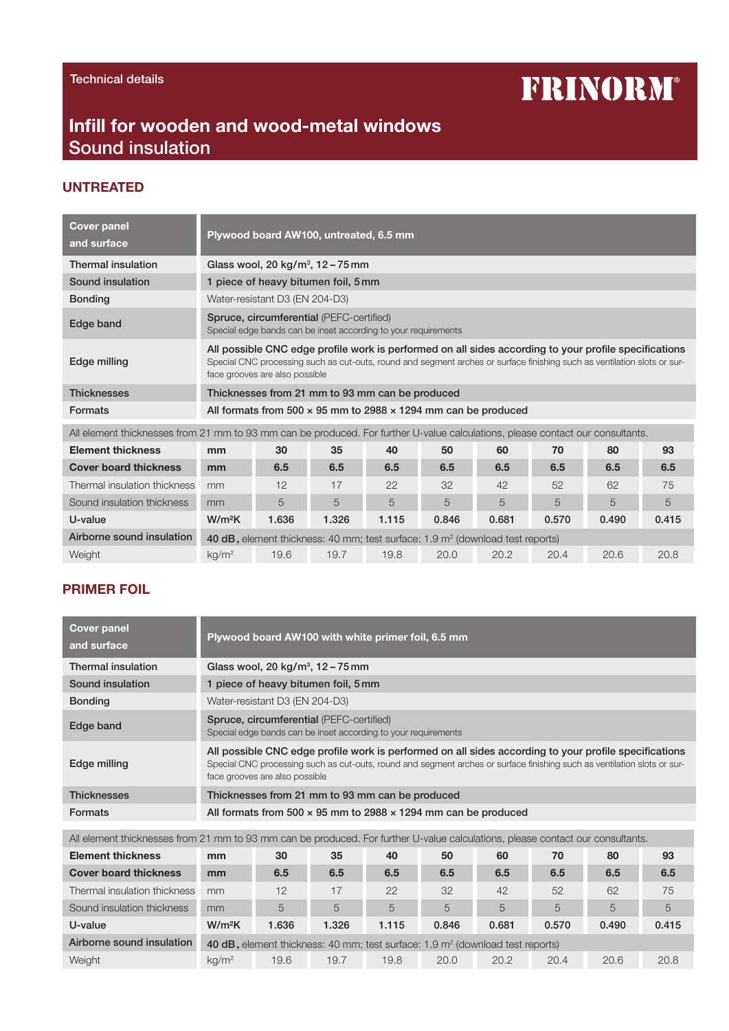Technical details

**FRINORM®**

# Infill for wooden and wood-metal windows
# Sound insulation

## UNTREATED

| Cover panel and surface | Plywood board AW100, untreated, 6.5 mm |
| --- | --- |
| Thermal insulation | Glass wool, 20 kg/m³, 12 – 75 mm |
| Sound insulation | 1 piece of heavy bitumen foil, 5 mm |
| Bonding | Water-resistant D3 (EN 204-D3) |
| Edge band | **Spruce, circumferential** (PEFC-certified)<br>Special edge bands can be inset according to your requirements |
| Edge milling | **All possible CNC edge profile work is performed on all sides according to your profile specifications**<br>Special CNC processing such as cut-outs, round and segment arches or surface finishing such as ventilation slots or surface grooves are also possible |
| Thicknesses | Thicknesses from 21 mm to 93 mm can be produced |
| Formats | All formats from 500 × 95 mm to 2988 × 1294 mm can be produced |

All element thicknesses from 21 mm to 93 mm can be produced. For further U-value calculations, please contact our consultants.

| Element thickness | mm | 30 | 35 | 40 | 50 | 60 | 70 | 80 | 93 |
| --- | --- | --- | --- | --- | --- | --- | --- | --- | --- |
| **Cover board thickness** | **mm** | **6.5** | **6.5** | **6.5** | **6.5** | **6.5** | **6.5** | **6.5** | **6.5** |
| Thermal insulation thickness | mm | 12 | 17 | 22 | 32 | 42 | 52 | 62 | 75 |
| Sound insulation thickness | mm | 5 | 5 | 5 | 5 | 5 | 5 | 5 | 5 |
| **U-value** | **W/m²K** | **1.636** | **1.326** | **1.115** | **0.846** | **0.681** | **0.570** | **0.490** | **0.415** |
| **Airborne sound insulation** | **40 dB**, element thickness: 40 mm; test surface: 1.9 m² (download test reports) | | | | | | | | |
| Weight | kg/m² | 19.6 | 19.7 | 19.8 | 20.0 | 20.2 | 20.4 | 20.6 | 20.8 |

## PRIMER FOIL

| Cover panel and surface | Plywood board AW100 with white primer foil, 6.5 mm |
| --- | --- |
| Thermal insulation | Glass wool, 20 kg/m³, 12 – 75 mm |
| Sound insulation | 1 piece of heavy bitumen foil, 5 mm |
| Bonding | Water-resistant D3 (EN 204-D3) |
| Edge band | **Spruce, circumferential** (PEFC-certified)<br>Special edge bands can be inset according to your requirements |
| Edge milling | **All possible CNC edge profile work is performed on all sides according to your profile specifications**<br>Special CNC processing such as cut-outs, round and segment arches or surface finishing such as ventilation slots or surface grooves are also possible |
| Thicknesses | Thicknesses from 21 mm to 93 mm can be produced |
| Formats | All formats from 500 × 95 mm to 2988 × 1294 mm can be produced |

All element thicknesses from 21 mm to 93 mm can be produced. For further U-value calculations, please contact our consultants.

| Element thickness | mm | 30 | 35 | 40 | 50 | 60 | 70 | 80 | 93 |
| --- | --- | --- | --- | --- | --- | --- | --- | --- | --- |
| **Cover board thickness** | **mm** | **6.5** | **6.5** | **6.5** | **6.5** | **6.5** | **6.5** | **6.5** | **6.5** |
| Thermal insulation thickness | mm | 12 | 17 | 22 | 32 | 42 | 52 | 62 | 75 |
| Sound insulation thickness | mm | 5 | 5 | 5 | 5 | 5 | 5 | 5 | 5 |
| **U-value** | **W/m²K** | **1.636** | **1.326** | **1.115** | **0.846** | **0.681** | **0.570** | **0.490** | **0.415** |
| **Airborne sound insulation** | **40 dB**, element thickness: 40 mm; test surface: 1.9 m² (download test reports) | | | | | | | | |
| Weight | kg/m² | 19.6 | 19.7 | 19.8 | 20.0 | 20.2 | 20.4 | 20.6 | 20.8 |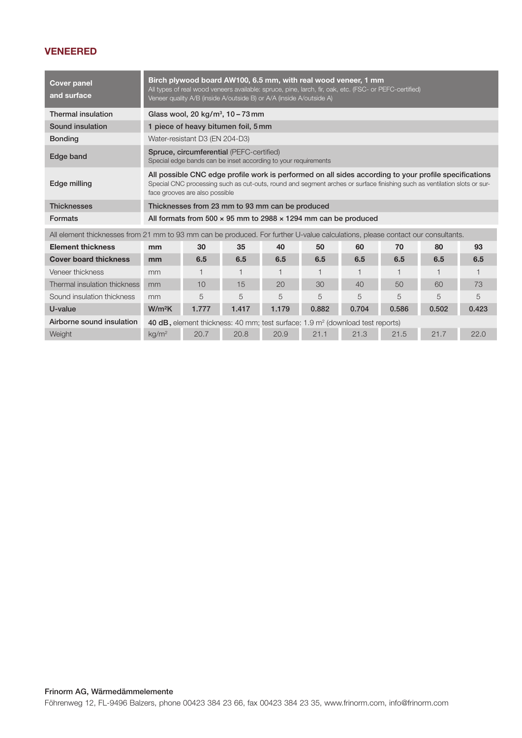## VENEERED

| | |
|---|---|
| **Cover panel and surface** | **Birch plywood board AW100, 6.5 mm, with real wood veneer, 1 mm**<br>All types of real wood veneers available: spruce, pine, larch, fir, oak, etc. (FSC- or PEFC-certified)<br>Veneer quality A/B (inside A/outside B) or A/A (inside A/outside A) |
| Thermal insulation | Glass wool, 20 kg/m³, 10 – 73 mm |
| Sound insulation | 1 piece of heavy bitumen foil, 5 mm |
| Bonding | Water-resistant D3 (EN 204-D3) |
| Edge band | **Spruce, circumferential** (PEFC-certified)<br>Special edge bands can be inset according to your requirements |
| Edge milling | **All possible CNC edge profile work is performed on all sides according to your profile specifications**<br>Special CNC processing such as cut-outs, round and segment arches or surface finishing such as ventilation slots or surface grooves are also possible |
| Thicknesses | Thicknesses from 23 mm to 93 mm can be produced |
| Formats | All formats from 500 × 95 mm to 2988 × 1294 mm can be produced |

All element thicknesses from 21 mm to 93 mm can be produced. For further U-value calculations, please contact our consultants.

| | | | | | | | | | |
|---|---|---|---|---|---|---|---|---|---|
| **Element thickness** | **mm** | **30** | **35** | **40** | **50** | **60** | **70** | **80** | **93** |
| **Cover board thickness** | **mm** | **6.5** | **6.5** | **6.5** | **6.5** | **6.5** | **6.5** | **6.5** | **6.5** |
| Veneer thickness | mm | 1 | 1 | 1 | 1 | 1 | 1 | 1 | 1 |
| Thermal insulation thickness | mm | 10 | 15 | 20 | 30 | 40 | 50 | 60 | 73 |
| Sound insulation thickness | mm | 5 | 5 | 5 | 5 | 5 | 5 | 5 | 5 |
| **U-value** | **W/m²K** | **1.777** | **1.417** | **1.179** | **0.882** | **0.704** | **0.586** | **0.502** | **0.423** |
| **Airborne sound insulation** | **40 dB,** element thickness: 40 mm; test surface: 1.9 m² (download test reports) | | | | | | | | |
| Weight | kg/m² | 20.7 | 20.8 | 20.9 | 21.1 | 21.3 | 21.5 | 21.7 | 22.0 |

Frinorm AG, Wärmedämmelemente
Föhrenweg 12, FL-9496 Balzers, phone 00423 384 23 66, fax 00423 384 23 35, www.frinorm.com, info@frinorm.com